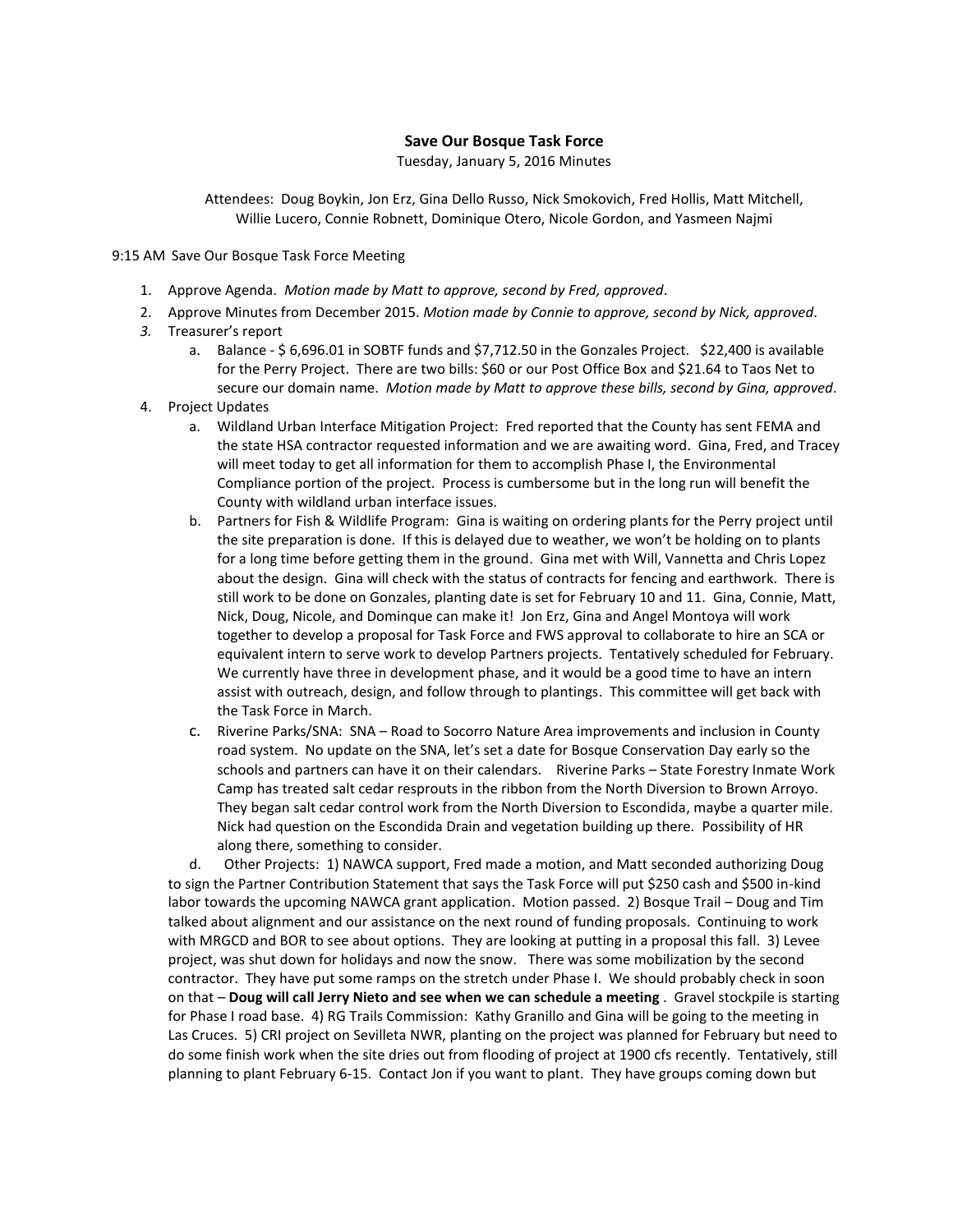**Save Our Bosque Task Force**

Tuesday, January 5, 2016 Minutes

Attendees: Doug Boykin, Jon Erz, Gina Dello Russo, Nick Smokovich, Fred Hollis, Matt Mitchell, Willie Lucero, Connie Robnett, Dominique Otero, Nicole Gordon, and Yasmeen Najmi

9:15 AM Save Our Bosque Task Force Meeting

1. Approve Agenda. *Motion made by Matt to approve, second by Fred, approved*.
2. Approve Minutes from December 2015. *Motion made by Connie to approve, second by Nick, approved*.
3. Treasurer's report
   a. Balance - $ 6,696.01 in SOBTF funds and $7,712.50 in the Gonzales Project. $22,400 is available for the Perry Project. There are two bills: $60 or our Post Office Box and $21.64 to Taos Net to secure our domain name. *Motion made by Matt to approve these bills, second by Gina, approved*.
4. Project Updates
   a. Wildland Urban Interface Mitigation Project: Fred reported that the County has sent FEMA and the state HSA contractor requested information and we are awaiting word. Gina, Fred, and Tracey will meet today to get all information for them to accomplish Phase I, the Environmental Compliance portion of the project. Process is cumbersome but in the long run will benefit the County with wildland urban interface issues.
   b. Partners for Fish & Wildlife Program: Gina is waiting on ordering plants for the Perry project until the site preparation is done. If this is delayed due to weather, we won't be holding on to plants for a long time before getting them in the ground. Gina met with Will, Vannetta and Chris Lopez about the design. Gina will check with the status of contracts for fencing and earthwork. There is still work to be done on Gonzales, planting date is set for February 10 and 11. Gina, Connie, Matt, Nick, Doug, Nicole, and Dominque can make it! Jon Erz, Gina and Angel Montoya will work together to develop a proposal for Task Force and FWS approval to collaborate to hire an SCA or equivalent intern to serve work to develop Partners projects. Tentatively scheduled for February. We currently have three in development phase, and it would be a good time to have an intern assist with outreach, design, and follow through to plantings. This committee will get back with the Task Force in March.
   c. Riverine Parks/SNA: SNA – Road to Socorro Nature Area improvements and inclusion in County road system. No update on the SNA, let's set a date for Bosque Conservation Day early so the schools and partners can have it on their calendars. Riverine Parks – State Forestry Inmate Work Camp has treated salt cedar resprouts in the ribbon from the North Diversion to Brown Arroyo. They began salt cedar control work from the North Diversion to Escondida, maybe a quarter mile. Nick had question on the Escondida Drain and vegetation building up there. Possibility of HR along there, something to consider.
   d. Other Projects: 1) NAWCA support, Fred made a motion, and Matt seconded authorizing Doug to sign the Partner Contribution Statement that says the Task Force will put $250 cash and $500 in-kind labor towards the upcoming NAWCA grant application. Motion passed. 2) Bosque Trail – Doug and Tim talked about alignment and our assistance on the next round of funding proposals. Continuing to work with MRGCD and BOR to see about options. They are looking at putting in a proposal this fall. 3) Levee project, was shut down for holidays and now the snow. There was some mobilization by the second contractor. They have put some ramps on the stretch under Phase I. We should probably check in soon on that – **Doug will call Jerry Nieto and see when we can schedule a meeting** . Gravel stockpile is starting for Phase I road base. 4) RG Trails Commission: Kathy Granillo and Gina will be going to the meeting in Las Cruces. 5) CRI project on Sevilleta NWR, planting on the project was planned for February but need to do some finish work when the site dries out from flooding of project at 1900 cfs recently. Tentatively, still planning to plant February 6-15. Contact Jon if you want to plant. They have groups coming down but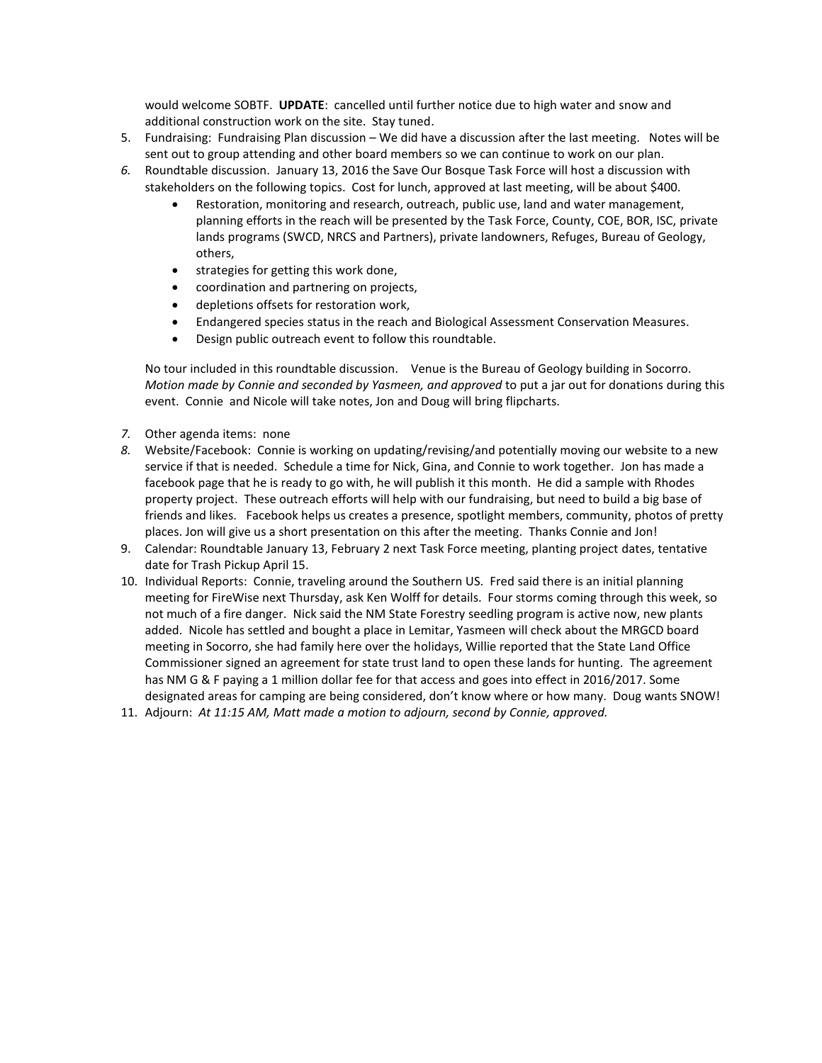would welcome SOBTF. **UPDATE**: cancelled until further notice due to high water and snow and additional construction work on the site. Stay tuned.

5. Fundraising: Fundraising Plan discussion – We did have a discussion after the last meeting. Notes will be sent out to group attending and other board members so we can continue to work on our plan.
6. Roundtable discussion. January 13, 2016 the Save Our Bosque Task Force will host a discussion with stakeholders on the following topics. Cost for lunch, approved at last meeting, will be about $400.
   - Restoration, monitoring and research, outreach, public use, land and water management, planning efforts in the reach will be presented by the Task Force, County, COE, BOR, ISC, private lands programs (SWCD, NRCS and Partners), private landowners, Refuges, Bureau of Geology, others,
   - strategies for getting this work done,
   - coordination and partnering on projects,
   - depletions offsets for restoration work,
   - Endangered species status in the reach and Biological Assessment Conservation Measures.
   - Design public outreach event to follow this roundtable.

   No tour included in this roundtable discussion. Venue is the Bureau of Geology building in Socorro. *Motion made by Connie and seconded by Yasmeen, and approved* to put a jar out for donations during this event. Connie and Nicole will take notes, Jon and Doug will bring flipcharts.

7. Other agenda items: none
8. Website/Facebook: Connie is working on updating/revising/and potentially moving our website to a new service if that is needed. Schedule a time for Nick, Gina, and Connie to work together. Jon has made a facebook page that he is ready to go with, he will publish it this month. He did a sample with Rhodes property project. These outreach efforts will help with our fundraising, but need to build a big base of friends and likes. Facebook helps us creates a presence, spotlight members, community, photos of pretty places. Jon will give us a short presentation on this after the meeting. Thanks Connie and Jon!
9. Calendar: Roundtable January 13, February 2 next Task Force meeting, planting project dates, tentative date for Trash Pickup April 15.
10. Individual Reports: Connie, traveling around the Southern US. Fred said there is an initial planning meeting for FireWise next Thursday, ask Ken Wolff for details. Four storms coming through this week, so not much of a fire danger. Nick said the NM State Forestry seedling program is active now, new plants added. Nicole has settled and bought a place in Lemitar, Yasmeen will check about the MRGCD board meeting in Socorro, she had family here over the holidays, Willie reported that the State Land Office Commissioner signed an agreement for state trust land to open these lands for hunting. The agreement has NM G & F paying a 1 million dollar fee for that access and goes into effect in 2016/2017. Some designated areas for camping are being considered, don't know where or how many. Doug wants SNOW!
11. Adjourn: *At 11:15 AM, Matt made a motion to adjourn, second by Connie, approved.*